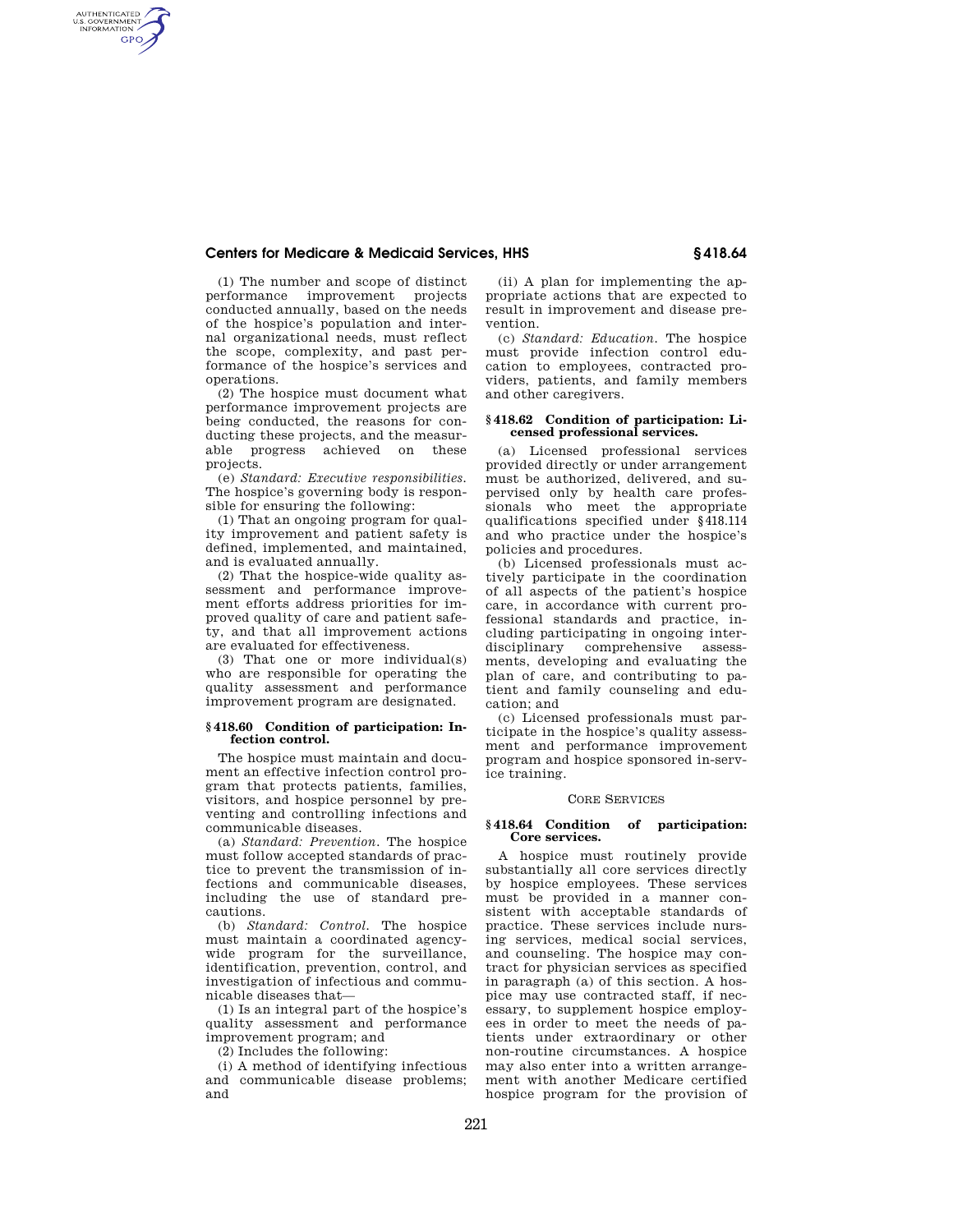(1) The number and scope of distinct performance improvement projects conducted annually, based on the needs of the hospice's population and internal organizational needs, must reflect the scope, complexity, and past performance of the hospice's services and operations.

(2) The hospice must document what performance improvement projects are being conducted, the reasons for conducting these projects, and the measurable progress achieved on these projects.

(e) *Standard: Executive responsibilities.* The hospice's governing body is responsible for ensuring the following:

(1) That an ongoing program for quality improvement and patient safety is defined, implemented, and maintained, and is evaluated annually.

(2) That the hospice-wide quality assessment and performance improvement efforts address priorities for improved quality of care and patient safety, and that all improvement actions are evaluated for effectiveness.

(3) That one or more individual(s) who are responsible for operating the quality assessment and performance improvement program are designated.

### § 418.60 Condition of participation: Infection control.

The hospice must maintain and document an effective infection control program that protects patients, families, visitors, and hospice personnel by preventing and controlling infections and communicable diseases.

(a) *Standard: Prevention.* The hospice must follow accepted standards of practice to prevent the transmission of infections and communicable diseases, including the use of standard precautions.

(b) *Standard: Control.* The hospice must maintain a coordinated agency-wide program for the surveillance, identification, prevention, control, and investigation of infectious and communicable diseases that—

(1) Is an integral part of the hospice's quality assessment and performance improvement program; and

(2) Includes the following:

(i) A method of identifying infectious and communicable disease problems; and

(ii) A plan for implementing the appropriate actions that are expected to result in improvement and disease prevention.

(c) *Standard: Education.* The hospice must provide infection control education to employees, contracted providers, patients, and family members and other caregivers.

### § 418.62 Condition of participation: Licensed professional services.

(a) Licensed professional services provided directly or under arrangement must be authorized, delivered, and supervised only by health care professionals who meet the appropriate qualifications specified under § 418.114 and who practice under the hospice's policies and procedures.

(b) Licensed professionals must actively participate in the coordination of all aspects of the patient's hospice care, in accordance with current professional standards and practice, including participating in ongoing interdisciplinary comprehensive assessments, developing and evaluating the plan of care, and contributing to patient and family counseling and education; and

(c) Licensed professionals must participate in the hospice's quality assessment and performance improvement program and hospice sponsored in-service training.

## CORE SERVICES

### § 418.64 Condition of participation: Core services.

A hospice must routinely provide substantially all core services directly by hospice employees. These services must be provided in a manner consistent with acceptable standards of practice. These services include nursing services, medical social services, and counseling. The hospice may contract for physician services as specified in paragraph (a) of this section. A hospice may use contracted staff, if necessary, to supplement hospice employees in order to meet the needs of patients under extraordinary or other non-routine circumstances. A hospice may also enter into a written arrangement with another Medicare certified hospice program for the provision of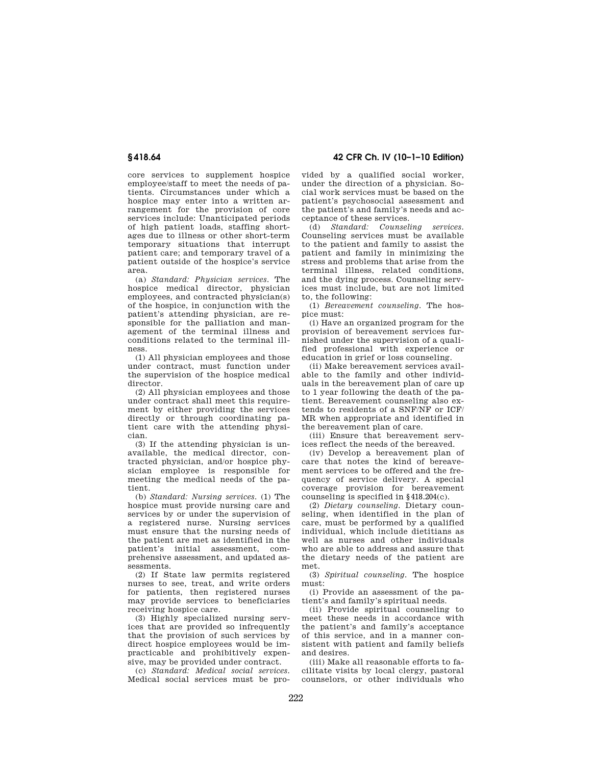core services to supplement hospice employee/staff to meet the needs of patients. Circumstances under which a hospice may enter into a written arrangement for the provision of core services include: Unanticipated periods of high patient loads, staffing shortages due to illness or other short-term temporary situations that interrupt patient care; and temporary travel of a patient outside of the hospice's service area.

(a) *Standard: Physician services.* The hospice medical director, physician employees, and contracted physician(s) of the hospice, in conjunction with the patient's attending physician, are responsible for the palliation and management of the terminal illness and conditions related to the terminal illness.

(1) All physician employees and those under contract, must function under the supervision of the hospice medical director.

(2) All physician employees and those under contract shall meet this requirement by either providing the services directly or through coordinating patient care with the attending physician.

(3) If the attending physician is unavailable, the medical director, contracted physician, and/or hospice physician employee is responsible for meeting the medical needs of the patient.

(b) *Standard: Nursing services.* (1) The hospice must provide nursing care and services by or under the supervision of a registered nurse. Nursing services must ensure that the nursing needs of the patient are met as identified in the patient's initial assessment, comprehensive assessment, and updated assessments.

(2) If State law permits registered nurses to see, treat, and write orders for patients, then registered nurses may provide services to beneficiaries receiving hospice care.

(3) Highly specialized nursing services that are provided so infrequently that the provision of such services by direct hospice employees would be impracticable and prohibitively expensive, may be provided under contract.

(c) *Standard: Medical social services.* Medical social services must be provided by a qualified social worker, under the direction of a physician. Social work services must be based on the patient's psychosocial assessment and the patient's and family's needs and acceptance of these services.

(d) *Standard: Counseling services.* Counseling services must be available to the patient and family to assist the patient and family in minimizing the stress and problems that arise from the terminal illness, related conditions, and the dying process. Counseling services must include, but are not limited to, the following:

(1) *Bereavement counseling.* The hospice must:

(i) Have an organized program for the provision of bereavement services furnished under the supervision of a qualified professional with experience or education in grief or loss counseling.

(ii) Make bereavement services available to the family and other individuals in the bereavement plan of care up to 1 year following the death of the patient. Bereavement counseling also extends to residents of a SNF/NF or ICF/MR when appropriate and identified in the bereavement plan of care.

(iii) Ensure that bereavement services reflect the needs of the bereaved.

(iv) Develop a bereavement plan of care that notes the kind of bereavement services to be offered and the frequency of service delivery. A special coverage provision for bereavement counseling is specified in §418.204(c).

(2) *Dietary counseling.* Dietary counseling, when identified in the plan of care, must be performed by a qualified individual, which include dietitians as well as nurses and other individuals who are able to address and assure that the dietary needs of the patient are met.

(3) *Spiritual counseling.* The hospice must:

(i) Provide an assessment of the patient's and family's spiritual needs.

(ii) Provide spiritual counseling to meet these needs in accordance with the patient's and family's acceptance of this service, and in a manner consistent with patient and family beliefs and desires.

(iii) Make all reasonable efforts to facilitate visits by local clergy, pastoral counselors, or other individuals who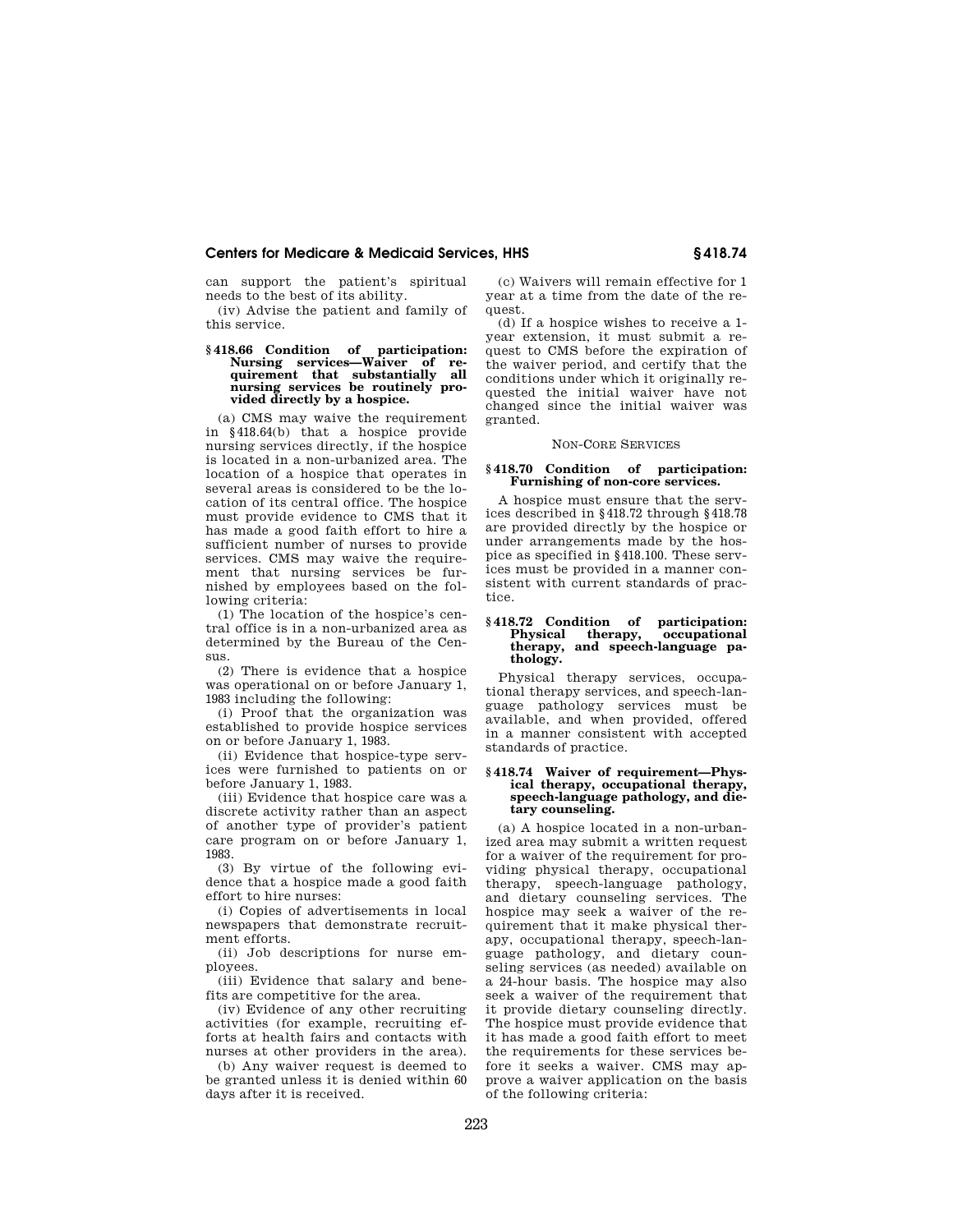can support the patient's spiritual needs to the best of its ability.

(iv) Advise the patient and family of this service.

### § 418.66 Condition of participation: Nursing services—Waiver of requirement that substantially all nursing services be routinely provided directly by a hospice.

(a) CMS may waive the requirement in §418.64(b) that a hospice provide nursing services directly, if the hospice is located in a non-urbanized area. The location of a hospice that operates in several areas is considered to be the location of its central office. The hospice must provide evidence to CMS that it has made a good faith effort to hire a sufficient number of nurses to provide services. CMS may waive the requirement that nursing services be furnished by employees based on the following criteria:

(1) The location of the hospice's central office is in a non-urbanized area as determined by the Bureau of the Census.

(2) There is evidence that a hospice was operational on or before January 1, 1983 including the following:

(i) Proof that the organization was established to provide hospice services on or before January 1, 1983.

(ii) Evidence that hospice-type services were furnished to patients on or before January 1, 1983.

(iii) Evidence that hospice care was a discrete activity rather than an aspect of another type of provider's patient care program on or before January 1, 1983.

(3) By virtue of the following evidence that a hospice made a good faith effort to hire nurses:

(i) Copies of advertisements in local newspapers that demonstrate recruitment efforts.

(ii) Job descriptions for nurse employees.

(iii) Evidence that salary and benefits are competitive for the area.

(iv) Evidence of any other recruiting activities (for example, recruiting efforts at health fairs and contacts with nurses at other providers in the area).

(b) Any waiver request is deemed to be granted unless it is denied within 60 days after it is received.

(c) Waivers will remain effective for 1 year at a time from the date of the request.

(d) If a hospice wishes to receive a 1-year extension, it must submit a request to CMS before the expiration of the waiver period, and certify that the conditions under which it originally requested the initial waiver have not changed since the initial waiver was granted.

## NON-CORE SERVICES

### § 418.70 Condition of participation: Furnishing of non-core services.

A hospice must ensure that the services described in §418.72 through §418.78 are provided directly by the hospice or under arrangements made by the hospice as specified in §418.100. These services must be provided in a manner consistent with current standards of practice.

### § 418.72 Condition of participation: Physical therapy, occupational therapy, and speech-language pathology.

Physical therapy services, occupational therapy services, and speech-language pathology services must be available, and when provided, offered in a manner consistent with accepted standards of practice.

### § 418.74 Waiver of requirement—Physical therapy, occupational therapy, speech-language pathology, and dietary counseling.

(a) A hospice located in a non-urbanized area may submit a written request for a waiver of the requirement for providing physical therapy, occupational therapy, speech-language pathology, and dietary counseling services. The hospice may seek a waiver of the requirement that it make physical therapy, occupational therapy, speech-language pathology, and dietary counseling services (as needed) available on a 24-hour basis. The hospice may also seek a waiver of the requirement that it provide dietary counseling directly. The hospice must provide evidence that it has made a good faith effort to meet the requirements for these services before it seeks a waiver. CMS may approve a waiver application on the basis of the following criteria: